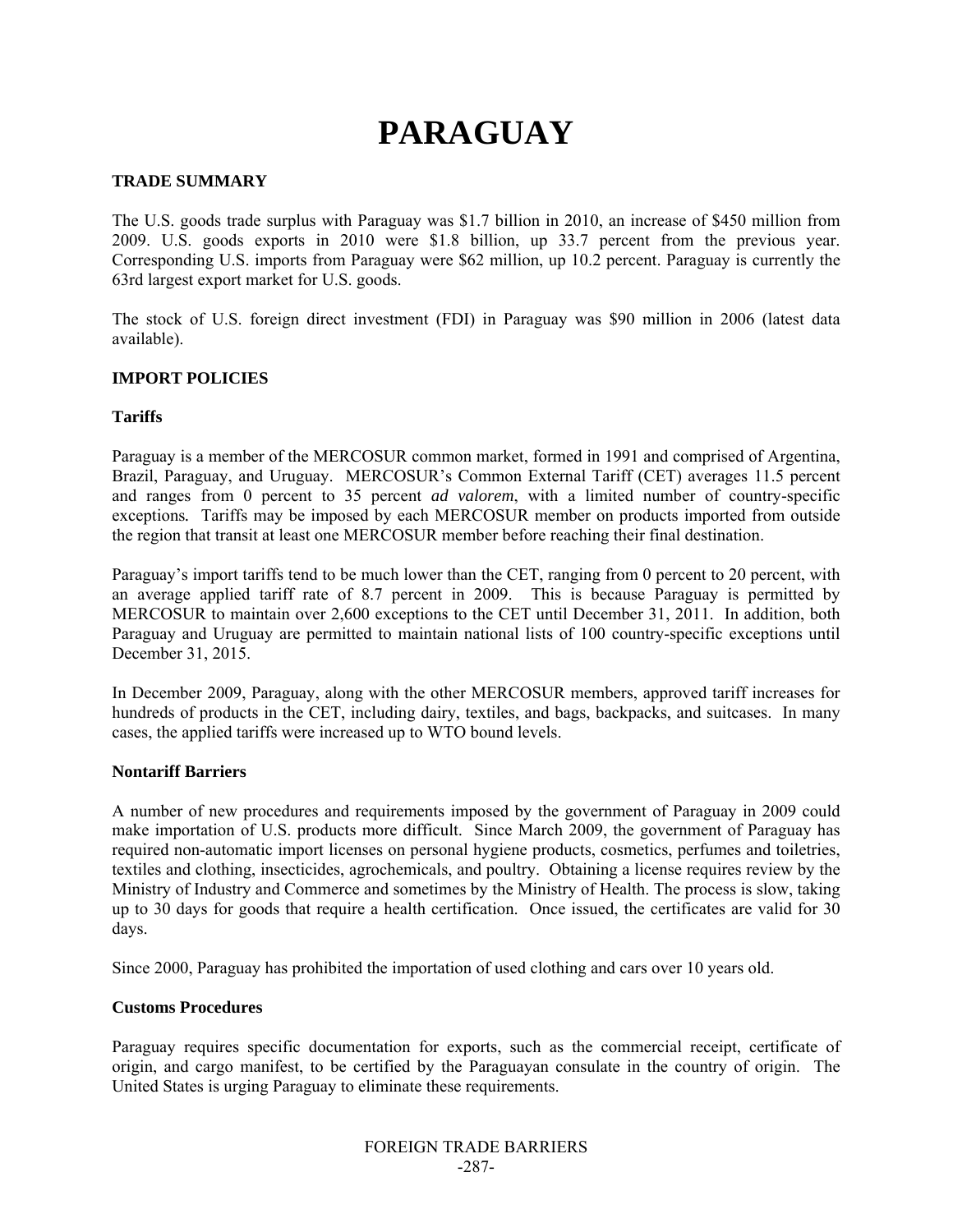# PARAGUAY

## TRADE SUMMARY

The U.S. goods trade surplus with Paraguay was $1.7 billion in 2010, an increase of $450 million from 2009. U.S. goods exports in 2010 were $1.8 billion, up 33.7 percent from the previous year. Corresponding U.S. imports from Paraguay were $62 million, up 10.2 percent. Paraguay is currently the 63rd largest export market for U.S. goods.

The stock of U.S. foreign direct investment (FDI) in Paraguay was $90 million in 2006 (latest data available).

## IMPORT POLICIES

### Tariffs

Paraguay is a member of the MERCOSUR common market, formed in 1991 and comprised of Argentina, Brazil, Paraguay, and Uruguay. MERCOSUR's Common External Tariff (CET) averages 11.5 percent and ranges from 0 percent to 35 percent *ad valorem*, with a limited number of country-specific exceptions. Tariffs may be imposed by each MERCOSUR member on products imported from outside the region that transit at least one MERCOSUR member before reaching their final destination.

Paraguay's import tariffs tend to be much lower than the CET, ranging from 0 percent to 20 percent, with an average applied tariff rate of 8.7 percent in 2009. This is because Paraguay is permitted by MERCOSUR to maintain over 2,600 exceptions to the CET until December 31, 2011. In addition, both Paraguay and Uruguay are permitted to maintain national lists of 100 country-specific exceptions until December 31, 2015.

In December 2009, Paraguay, along with the other MERCOSUR members, approved tariff increases for hundreds of products in the CET, including dairy, textiles, and bags, backpacks, and suitcases. In many cases, the applied tariffs were increased up to WTO bound levels.

### Nontariff Barriers

A number of new procedures and requirements imposed by the government of Paraguay in 2009 could make importation of U.S. products more difficult. Since March 2009, the government of Paraguay has required non-automatic import licenses on personal hygiene products, cosmetics, perfumes and toiletries, textiles and clothing, insecticides, agrochemicals, and poultry. Obtaining a license requires review by the Ministry of Industry and Commerce and sometimes by the Ministry of Health. The process is slow, taking up to 30 days for goods that require a health certification. Once issued, the certificates are valid for 30 days.

Since 2000, Paraguay has prohibited the importation of used clothing and cars over 10 years old.

### Customs Procedures

Paraguay requires specific documentation for exports, such as the commercial receipt, certificate of origin, and cargo manifest, to be certified by the Paraguayan consulate in the country of origin. The United States is urging Paraguay to eliminate these requirements.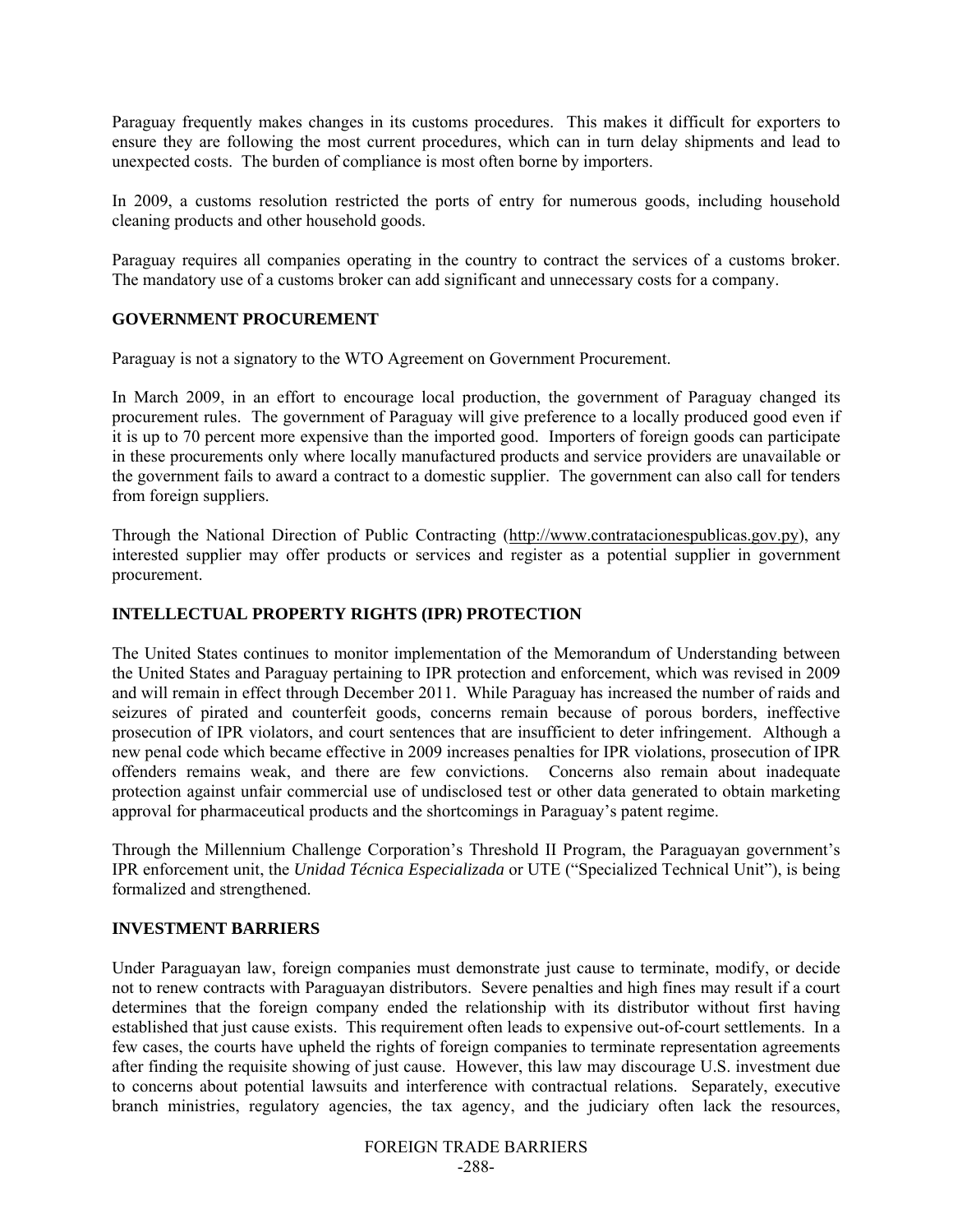Paraguay frequently makes changes in its customs procedures. This makes it difficult for exporters to ensure they are following the most current procedures, which can in turn delay shipments and lead to unexpected costs. The burden of compliance is most often borne by importers.

In 2009, a customs resolution restricted the ports of entry for numerous goods, including household cleaning products and other household goods.

Paraguay requires all companies operating in the country to contract the services of a customs broker. The mandatory use of a customs broker can add significant and unnecessary costs for a company.

## GOVERNMENT PROCUREMENT

Paraguay is not a signatory to the WTO Agreement on Government Procurement.

In March 2009, in an effort to encourage local production, the government of Paraguay changed its procurement rules. The government of Paraguay will give preference to a locally produced good even if it is up to 70 percent more expensive than the imported good. Importers of foreign goods can participate in these procurements only where locally manufactured products and service providers are unavailable or the government fails to award a contract to a domestic supplier. The government can also call for tenders from foreign suppliers.

Through the National Direction of Public Contracting (http://www.contratacionespublicas.gov.py), any interested supplier may offer products or services and register as a potential supplier in government procurement.

## INTELLECTUAL PROPERTY RIGHTS (IPR) PROTECTION

The United States continues to monitor implementation of the Memorandum of Understanding between the United States and Paraguay pertaining to IPR protection and enforcement, which was revised in 2009 and will remain in effect through December 2011. While Paraguay has increased the number of raids and seizures of pirated and counterfeit goods, concerns remain because of porous borders, ineffective prosecution of IPR violators, and court sentences that are insufficient to deter infringement. Although a new penal code which became effective in 2009 increases penalties for IPR violations, prosecution of IPR offenders remains weak, and there are few convictions. Concerns also remain about inadequate protection against unfair commercial use of undisclosed test or other data generated to obtain marketing approval for pharmaceutical products and the shortcomings in Paraguay's patent regime.

Through the Millennium Challenge Corporation's Threshold II Program, the Paraguayan government's IPR enforcement unit, the *Unidad Técnica Especializada* or UTE ("Specialized Technical Unit"), is being formalized and strengthened.

## INVESTMENT BARRIERS

Under Paraguayan law, foreign companies must demonstrate just cause to terminate, modify, or decide not to renew contracts with Paraguayan distributors. Severe penalties and high fines may result if a court determines that the foreign company ended the relationship with its distributor without first having established that just cause exists. This requirement often leads to expensive out-of-court settlements. In a few cases, the courts have upheld the rights of foreign companies to terminate representation agreements after finding the requisite showing of just cause. However, this law may discourage U.S. investment due to concerns about potential lawsuits and interference with contractual relations. Separately, executive branch ministries, regulatory agencies, the tax agency, and the judiciary often lack the resources,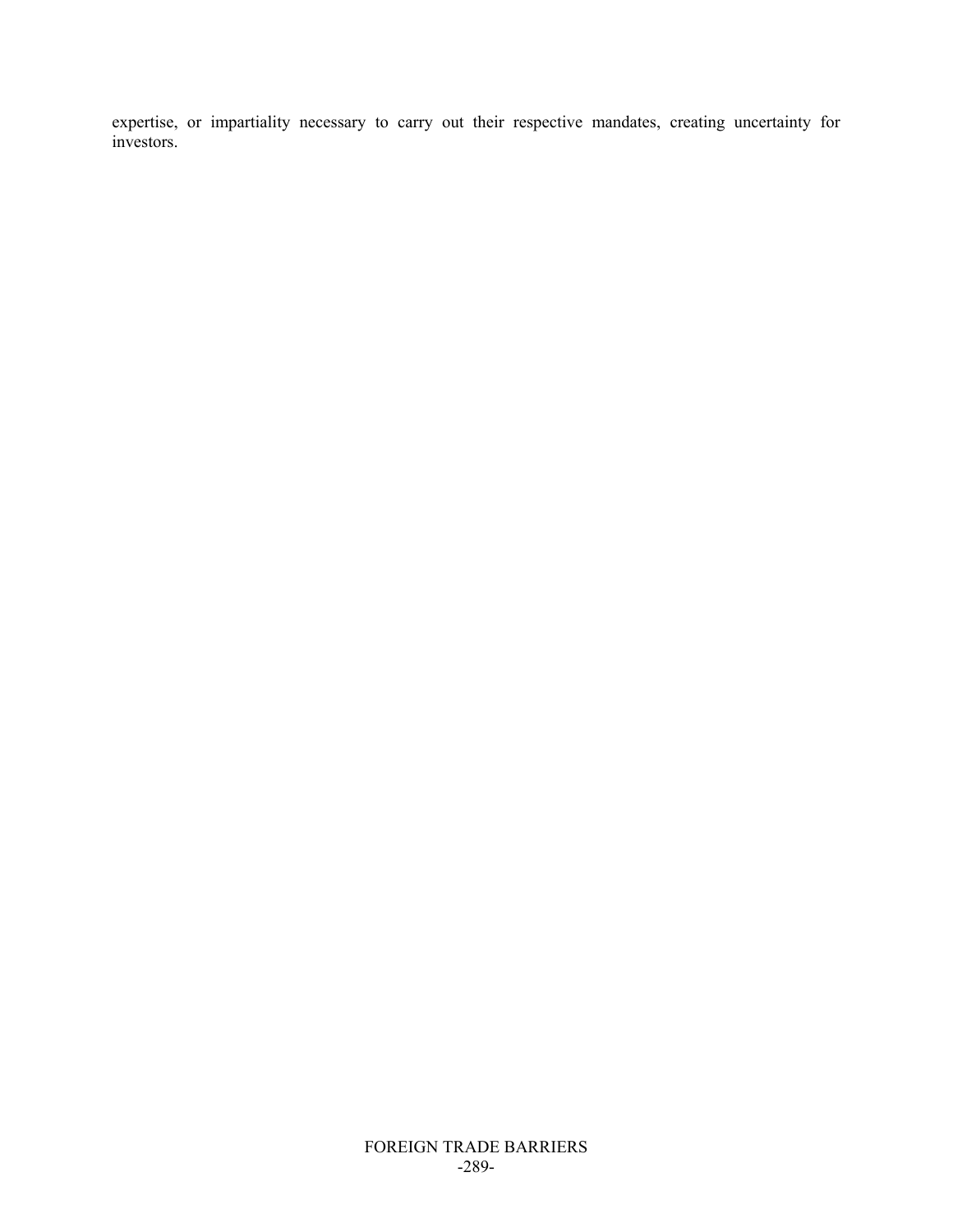expertise, or impartiality necessary to carry out their respective mandates, creating uncertainty for investors.